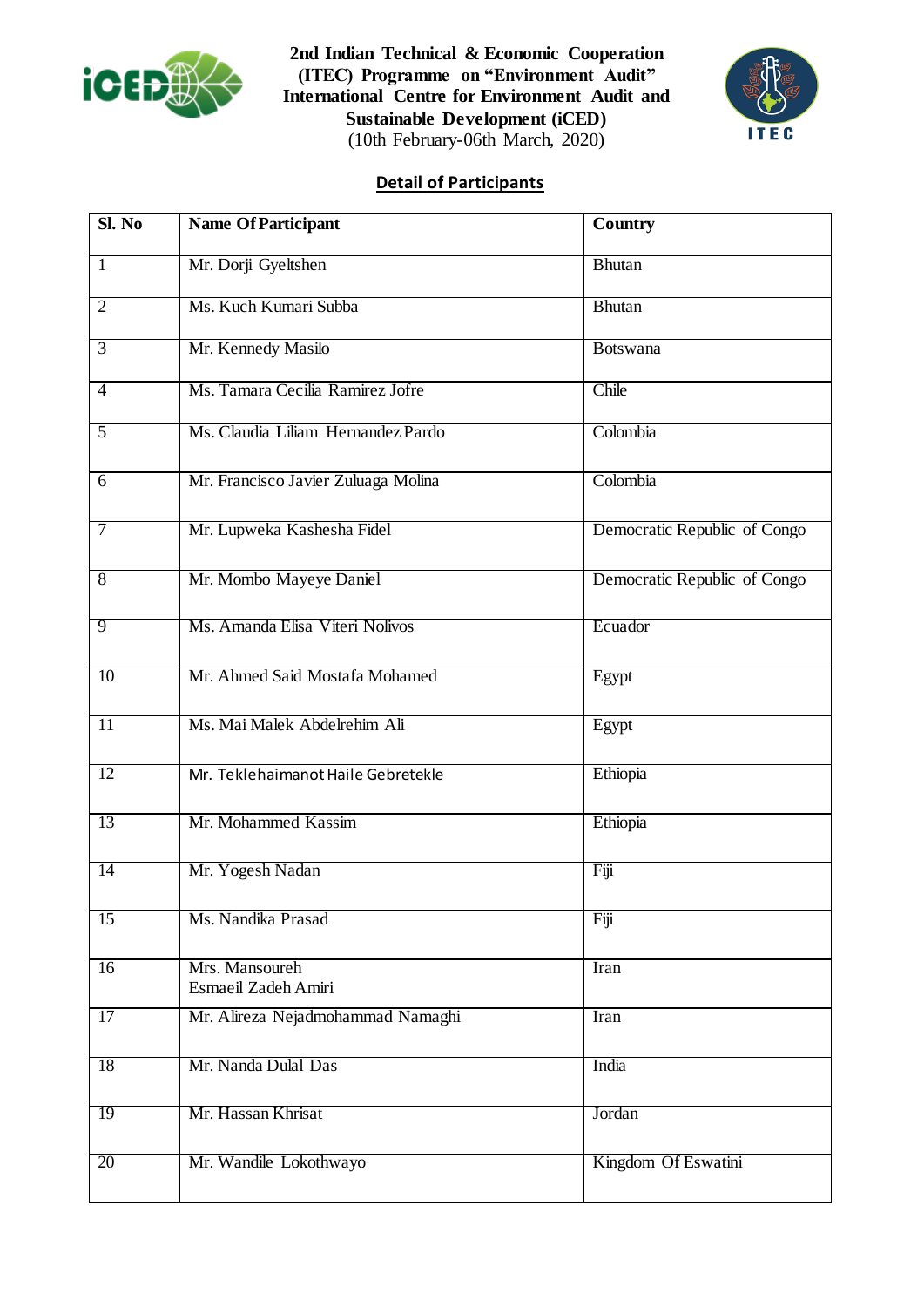**2nd Indian Technical & Economic Cooperation (ITEC) Programme on "Environment Audit"**
**International Centre for Environment Audit and Sustainable Development (iCED)**
(10th February-06th March, 2020)

## Detail of Participants

| Sl. No | Name Of Participant | Country |
|---|---|---|
| 1 | Mr. Dorji Gyeltshen | Bhutan |
| 2 | Ms. Kuch Kumari Subba | Bhutan |
| 3 | Mr. Kennedy Masilo | Botswana |
| 4 | Ms. Tamara Cecilia Ramirez Jofre | Chile |
| 5 | Ms. Claudia Liliam Hernandez Pardo | Colombia |
| 6 | Mr. Francisco Javier Zuluaga Molina | Colombia |
| 7 | Mr. Lupweka Kashesha Fidel | Democratic Republic of Congo |
| 8 | Mr. Mombo Mayeye Daniel | Democratic Republic of Congo |
| 9 | Ms. Amanda Elisa Viteri Nolivos | Ecuador |
| 10 | Mr. Ahmed Said Mostafa Mohamed | Egypt |
| 11 | Ms. Mai Malek Abdelrehim Ali | Egypt |
| 12 | Mr. Teklehaimanot Haile Gebretekle | Ethiopia |
| 13 | Mr. Mohammed Kassim | Ethiopia |
| 14 | Mr. Yogesh Nadan | Fiji |
| 15 | Ms. Nandika Prasad | Fiji |
| 16 | Mrs. Mansoureh Esmaeil Zadeh Amiri | Iran |
| 17 | Mr. Alireza Nejadmohammad Namaghi | Iran |
| 18 | Mr. Nanda Dulal Das | India |
| 19 | Mr. Hassan Khrisat | Jordan |
| 20 | Mr. Wandile Lokothwayo | Kingdom Of Eswatini |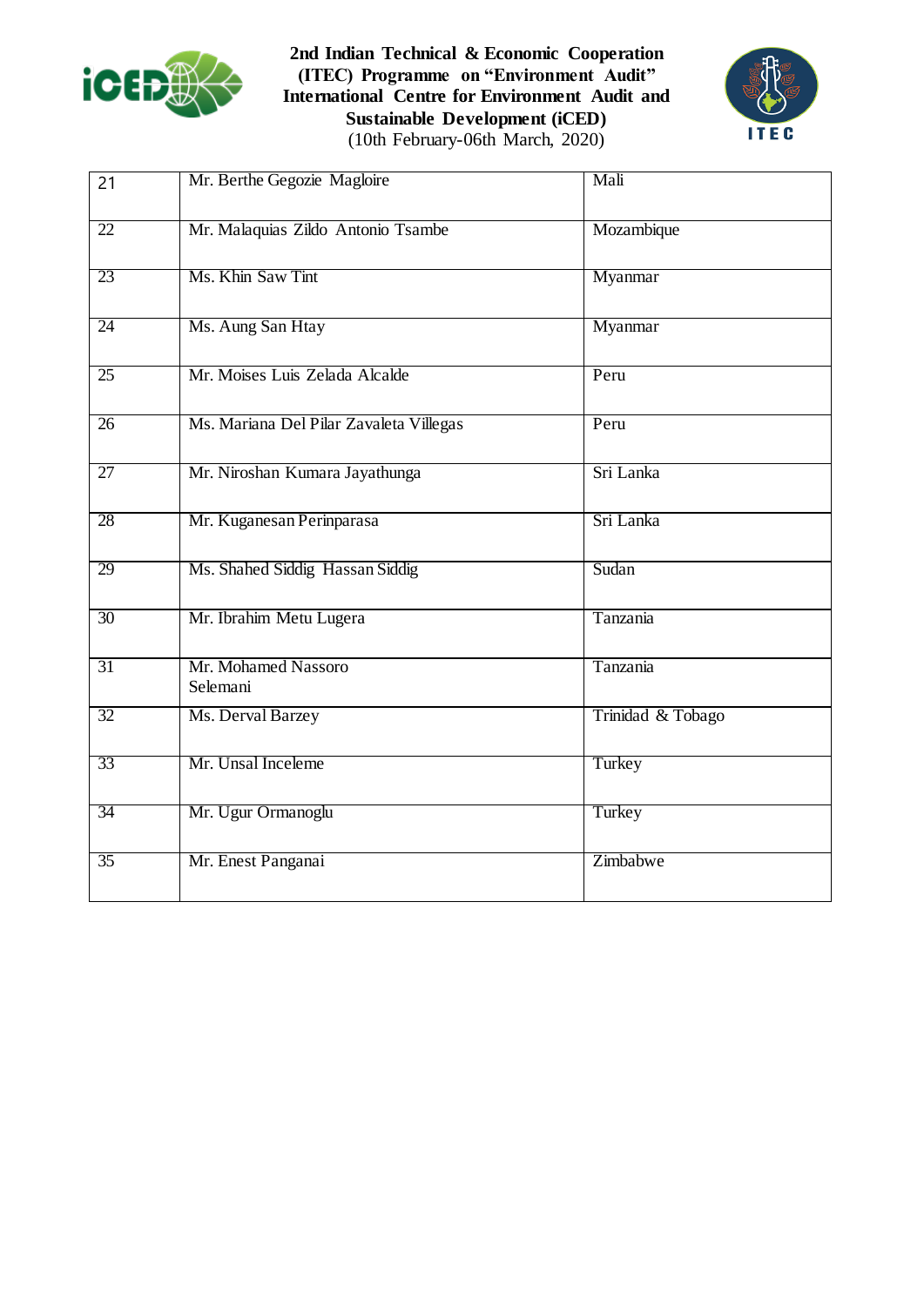**2nd Indian Technical & Economic Cooperation (ITEC) Programme on "Environment Audit" International Centre for Environment Audit and Sustainable Development (iCED)**
(10th February-06th March, 2020)

| | | |
|---|---|---|
| 21 | Mr. Berthe Gegozie Magloire | Mali |
| 22 | Mr. Malaquias Zildo Antonio Tsambe | Mozambique |
| 23 | Ms. Khin Saw Tint | Myanmar |
| 24 | Ms. Aung San Htay | Myanmar |
| 25 | Mr. Moises Luis Zelada Alcalde | Peru |
| 26 | Ms. Mariana Del Pilar Zavaleta Villegas | Peru |
| 27 | Mr. Niroshan Kumara Jayathunga | Sri Lanka |
| 28 | Mr. Kuganesan Perinparasa | Sri Lanka |
| 29 | Ms. Shahed Siddig Hassan Siddig | Sudan |
| 30 | Mr. Ibrahim Metu Lugera | Tanzania |
| 31 | Mr. Mohamed Nassoro Selemani | Tanzania |
| 32 | Ms. Derval Barzey | Trinidad & Tobago |
| 33 | Mr. Unsal Inceleme | Turkey |
| 34 | Mr. Ugur Ormanoglu | Turkey |
| 35 | Mr. Enest Panganai | Zimbabwe |